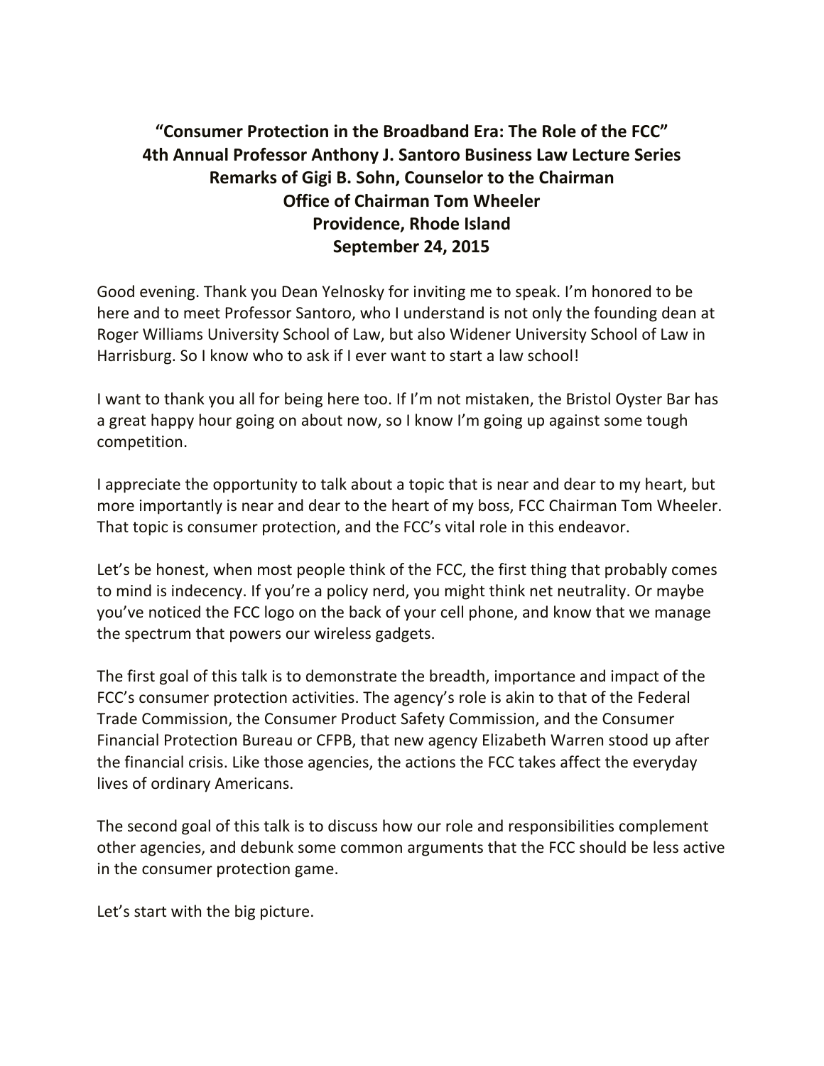# "Consumer Protection in the Broadband Era: The Role of the FCC"
## 4th Annual Professor Anthony J. Santoro Business Law Lecture Series
## Remarks of Gigi B. Sohn, Counselor to the Chairman
## Office of Chairman Tom Wheeler
## Providence, Rhode Island
## September 24, 2015

Good evening. Thank you Dean Yelnosky for inviting me to speak. I'm honored to be here and to meet Professor Santoro, who I understand is not only the founding dean at Roger Williams University School of Law, but also Widener University School of Law in Harrisburg. So I know who to ask if I ever want to start a law school!

I want to thank you all for being here too. If I'm not mistaken, the Bristol Oyster Bar has a great happy hour going on about now, so I know I'm going up against some tough competition.

I appreciate the opportunity to talk about a topic that is near and dear to my heart, but more importantly is near and dear to the heart of my boss, FCC Chairman Tom Wheeler. That topic is consumer protection, and the FCC's vital role in this endeavor.

Let's be honest, when most people think of the FCC, the first thing that probably comes to mind is indecency. If you're a policy nerd, you might think net neutrality. Or maybe you've noticed the FCC logo on the back of your cell phone, and know that we manage the spectrum that powers our wireless gadgets.

The first goal of this talk is to demonstrate the breadth, importance and impact of the FCC's consumer protection activities. The agency's role is akin to that of the Federal Trade Commission, the Consumer Product Safety Commission, and the Consumer Financial Protection Bureau or CFPB, that new agency Elizabeth Warren stood up after the financial crisis. Like those agencies, the actions the FCC takes affect the everyday lives of ordinary Americans.

The second goal of this talk is to discuss how our role and responsibilities complement other agencies, and debunk some common arguments that the FCC should be less active in the consumer protection game.

Let's start with the big picture.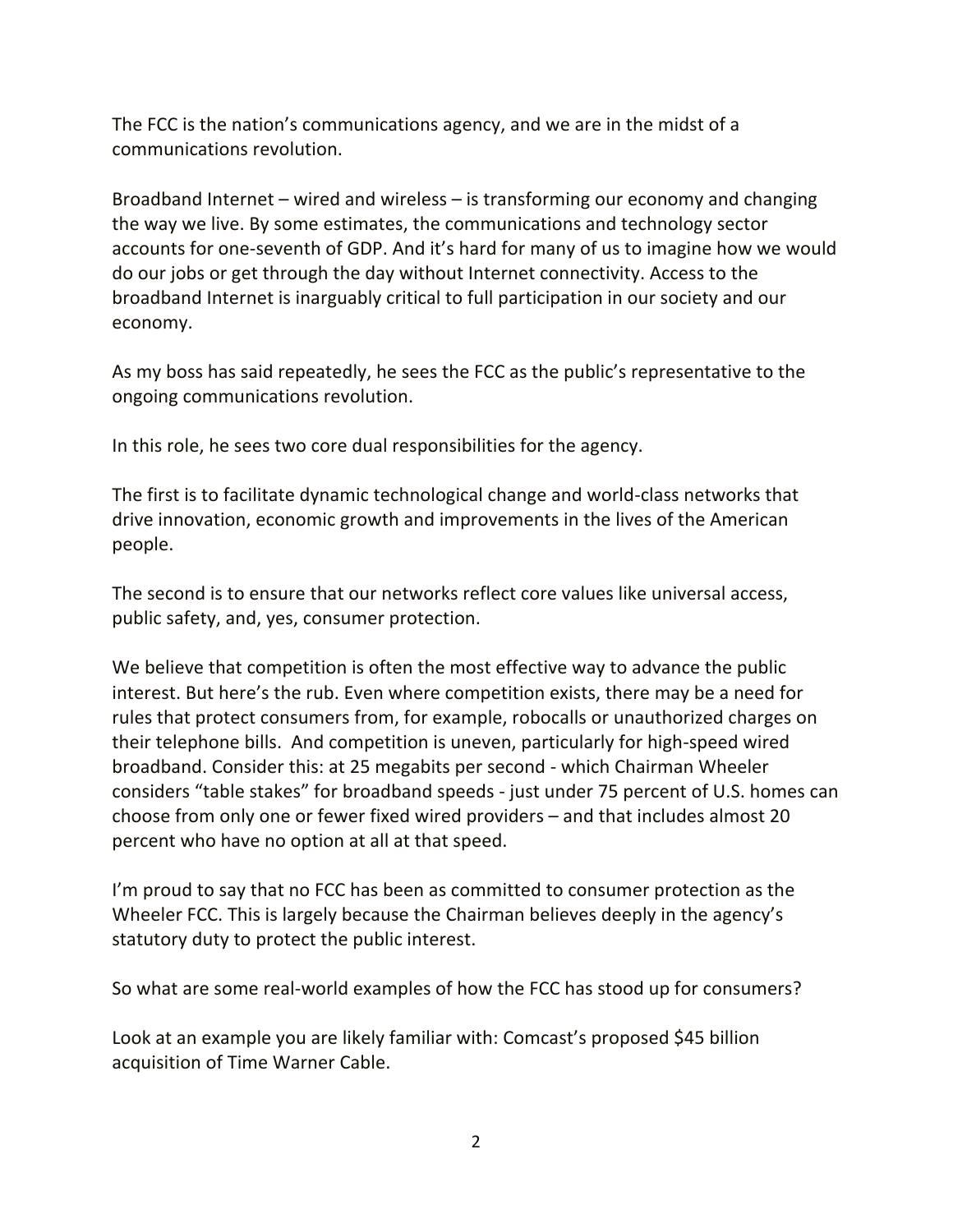The FCC is the nation's communications agency, and we are in the midst of a communications revolution.

Broadband Internet – wired and wireless – is transforming our economy and changing the way we live. By some estimates, the communications and technology sector accounts for one-seventh of GDP. And it's hard for many of us to imagine how we would do our jobs or get through the day without Internet connectivity. Access to the broadband Internet is inarguably critical to full participation in our society and our economy.

As my boss has said repeatedly, he sees the FCC as the public's representative to the ongoing communications revolution.

In this role, he sees two core dual responsibilities for the agency.

The first is to facilitate dynamic technological change and world-class networks that drive innovation, economic growth and improvements in the lives of the American people.

The second is to ensure that our networks reflect core values like universal access, public safety, and, yes, consumer protection.

We believe that competition is often the most effective way to advance the public interest. But here's the rub. Even where competition exists, there may be a need for rules that protect consumers from, for example, robocalls or unauthorized charges on their telephone bills. And competition is uneven, particularly for high-speed wired broadband. Consider this: at 25 megabits per second - which Chairman Wheeler considers "table stakes" for broadband speeds - just under 75 percent of U.S. homes can choose from only one or fewer fixed wired providers – and that includes almost 20 percent who have no option at all at that speed.

I'm proud to say that no FCC has been as committed to consumer protection as the Wheeler FCC. This is largely because the Chairman believes deeply in the agency's statutory duty to protect the public interest.

So what are some real-world examples of how the FCC has stood up for consumers?

Look at an example you are likely familiar with: Comcast's proposed $45 billion acquisition of Time Warner Cable.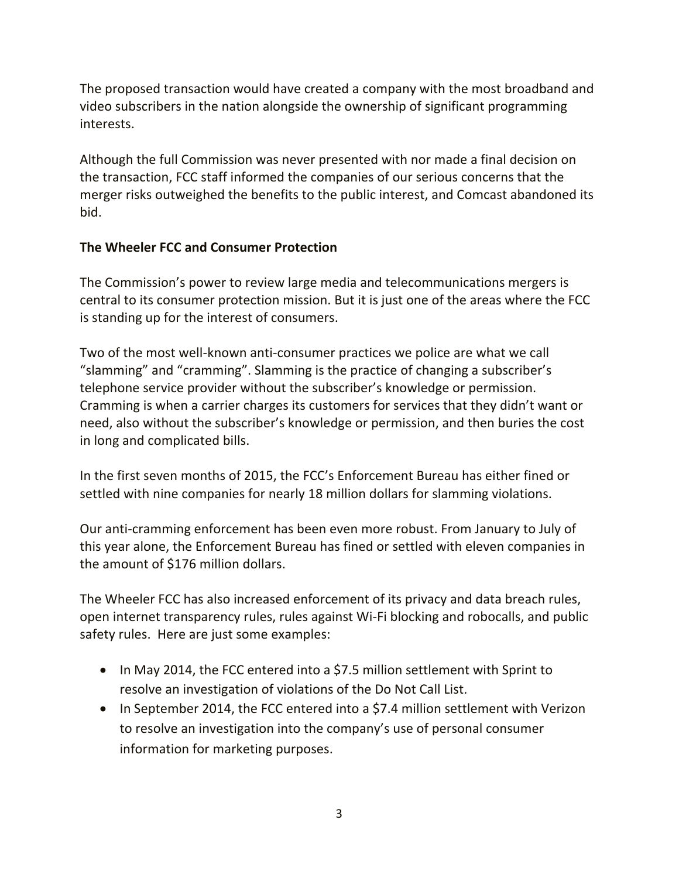The proposed transaction would have created a company with the most broadband and video subscribers in the nation alongside the ownership of significant programming interests.

Although the full Commission was never presented with nor made a final decision on the transaction, FCC staff informed the companies of our serious concerns that the merger risks outweighed the benefits to the public interest, and Comcast abandoned its bid.

**The Wheeler FCC and Consumer Protection**

The Commission's power to review large media and telecommunications mergers is central to its consumer protection mission. But it is just one of the areas where the FCC is standing up for the interest of consumers.

Two of the most well-known anti-consumer practices we police are what we call "slamming" and "cramming". Slamming is the practice of changing a subscriber's telephone service provider without the subscriber's knowledge or permission. Cramming is when a carrier charges its customers for services that they didn't want or need, also without the subscriber's knowledge or permission, and then buries the cost in long and complicated bills.

In the first seven months of 2015, the FCC's Enforcement Bureau has either fined or settled with nine companies for nearly 18 million dollars for slamming violations.

Our anti-cramming enforcement has been even more robust. From January to July of this year alone, the Enforcement Bureau has fined or settled with eleven companies in the amount of $176 million dollars.

The Wheeler FCC has also increased enforcement of its privacy and data breach rules, open internet transparency rules, rules against Wi-Fi blocking and robocalls, and public safety rules. Here are just some examples:

- In May 2014, the FCC entered into a $7.5 million settlement with Sprint to resolve an investigation of violations of the Do Not Call List.
- In September 2014, the FCC entered into a $7.4 million settlement with Verizon to resolve an investigation into the company's use of personal consumer information for marketing purposes.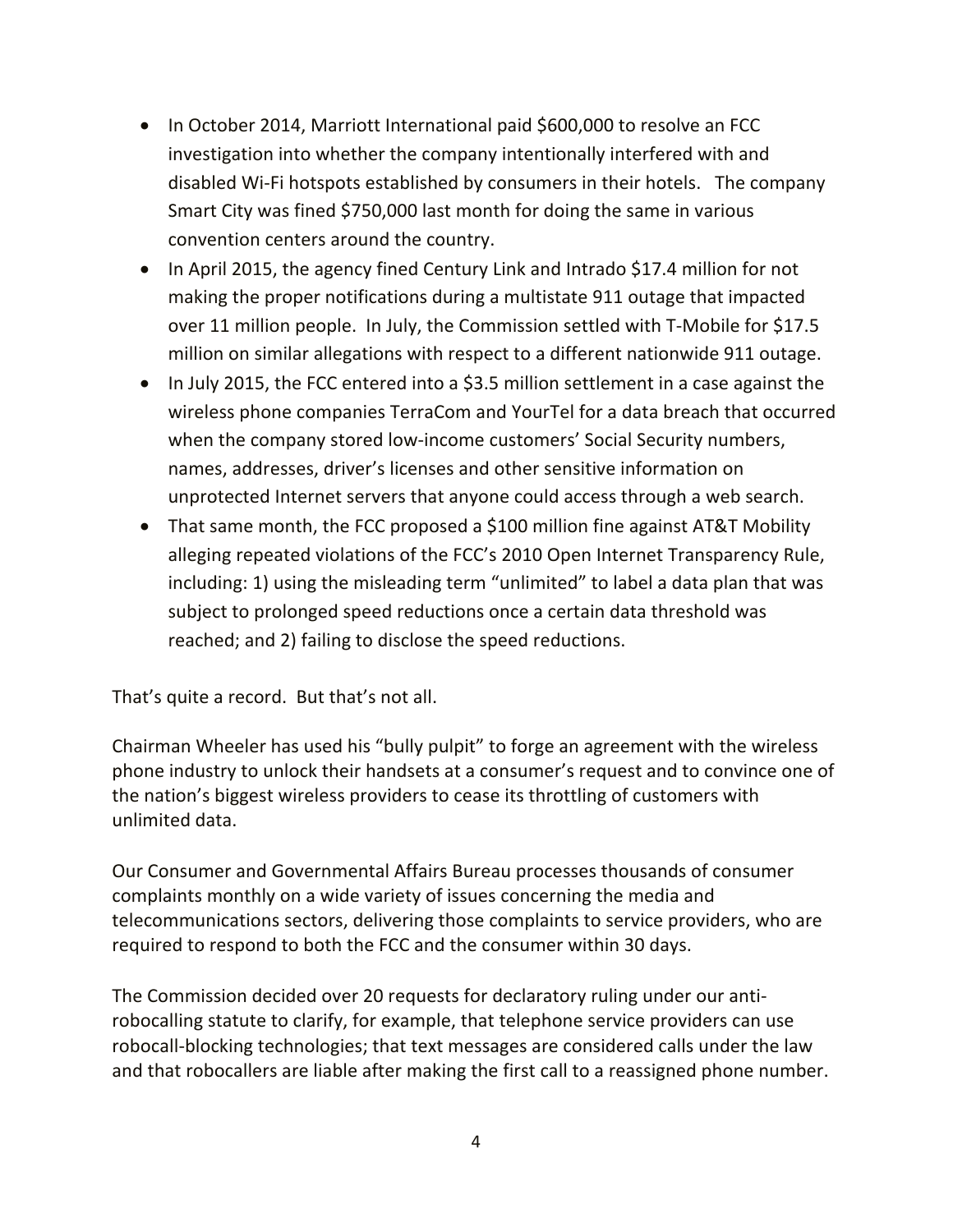- In October 2014, Marriott International paid $600,000 to resolve an FCC investigation into whether the company intentionally interfered with and disabled Wi-Fi hotspots established by consumers in their hotels. The company Smart City was fined $750,000 last month for doing the same in various convention centers around the country.
- In April 2015, the agency fined Century Link and Intrado $17.4 million for not making the proper notifications during a multistate 911 outage that impacted over 11 million people. In July, the Commission settled with T-Mobile for $17.5 million on similar allegations with respect to a different nationwide 911 outage.
- In July 2015, the FCC entered into a $3.5 million settlement in a case against the wireless phone companies TerraCom and YourTel for a data breach that occurred when the company stored low-income customers' Social Security numbers, names, addresses, driver's licenses and other sensitive information on unprotected Internet servers that anyone could access through a web search.
- That same month, the FCC proposed a $100 million fine against AT&T Mobility alleging repeated violations of the FCC's 2010 Open Internet Transparency Rule, including: 1) using the misleading term "unlimited" to label a data plan that was subject to prolonged speed reductions once a certain data threshold was reached; and 2) failing to disclose the speed reductions.

That's quite a record. But that's not all.

Chairman Wheeler has used his "bully pulpit" to forge an agreement with the wireless phone industry to unlock their handsets at a consumer's request and to convince one of the nation's biggest wireless providers to cease its throttling of customers with unlimited data.

Our Consumer and Governmental Affairs Bureau processes thousands of consumer complaints monthly on a wide variety of issues concerning the media and telecommunications sectors, delivering those complaints to service providers, who are required to respond to both the FCC and the consumer within 30 days.

The Commission decided over 20 requests for declaratory ruling under our anti-robocalling statute to clarify, for example, that telephone service providers can use robocall-blocking technologies; that text messages are considered calls under the law and that robocallers are liable after making the first call to a reassigned phone number.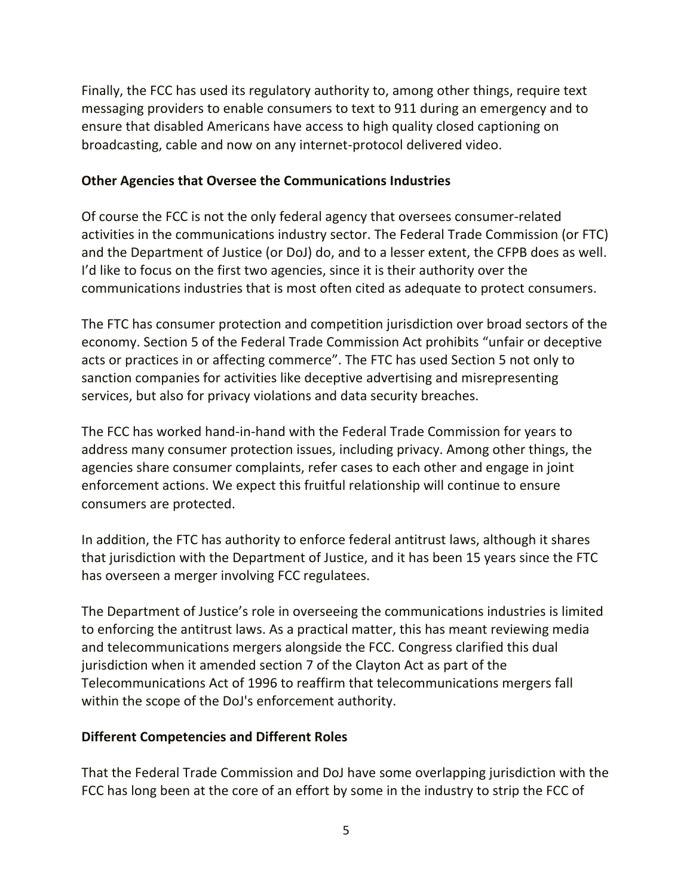Finally, the FCC has used its regulatory authority to, among other things, require text messaging providers to enable consumers to text to 911 during an emergency and to ensure that disabled Americans have access to high quality closed captioning on broadcasting, cable and now on any internet-protocol delivered video.

**Other Agencies that Oversee the Communications Industries**

Of course the FCC is not the only federal agency that oversees consumer-related activities in the communications industry sector. The Federal Trade Commission (or FTC) and the Department of Justice (or DoJ) do, and to a lesser extent, the CFPB does as well. I'd like to focus on the first two agencies, since it is their authority over the communications industries that is most often cited as adequate to protect consumers.

The FTC has consumer protection and competition jurisdiction over broad sectors of the economy. Section 5 of the Federal Trade Commission Act prohibits "unfair or deceptive acts or practices in or affecting commerce". The FTC has used Section 5 not only to sanction companies for activities like deceptive advertising and misrepresenting services, but also for privacy violations and data security breaches.

The FCC has worked hand-in-hand with the Federal Trade Commission for years to address many consumer protection issues, including privacy. Among other things, the agencies share consumer complaints, refer cases to each other and engage in joint enforcement actions. We expect this fruitful relationship will continue to ensure consumers are protected.

In addition, the FTC has authority to enforce federal antitrust laws, although it shares that jurisdiction with the Department of Justice, and it has been 15 years since the FTC has overseen a merger involving FCC regulatees.

The Department of Justice's role in overseeing the communications industries is limited to enforcing the antitrust laws. As a practical matter, this has meant reviewing media and telecommunications mergers alongside the FCC. Congress clarified this dual jurisdiction when it amended section 7 of the Clayton Act as part of the Telecommunications Act of 1996 to reaffirm that telecommunications mergers fall within the scope of the DoJ's enforcement authority.

**Different Competencies and Different Roles**

That the Federal Trade Commission and DoJ have some overlapping jurisdiction with the FCC has long been at the core of an effort by some in the industry to strip the FCC of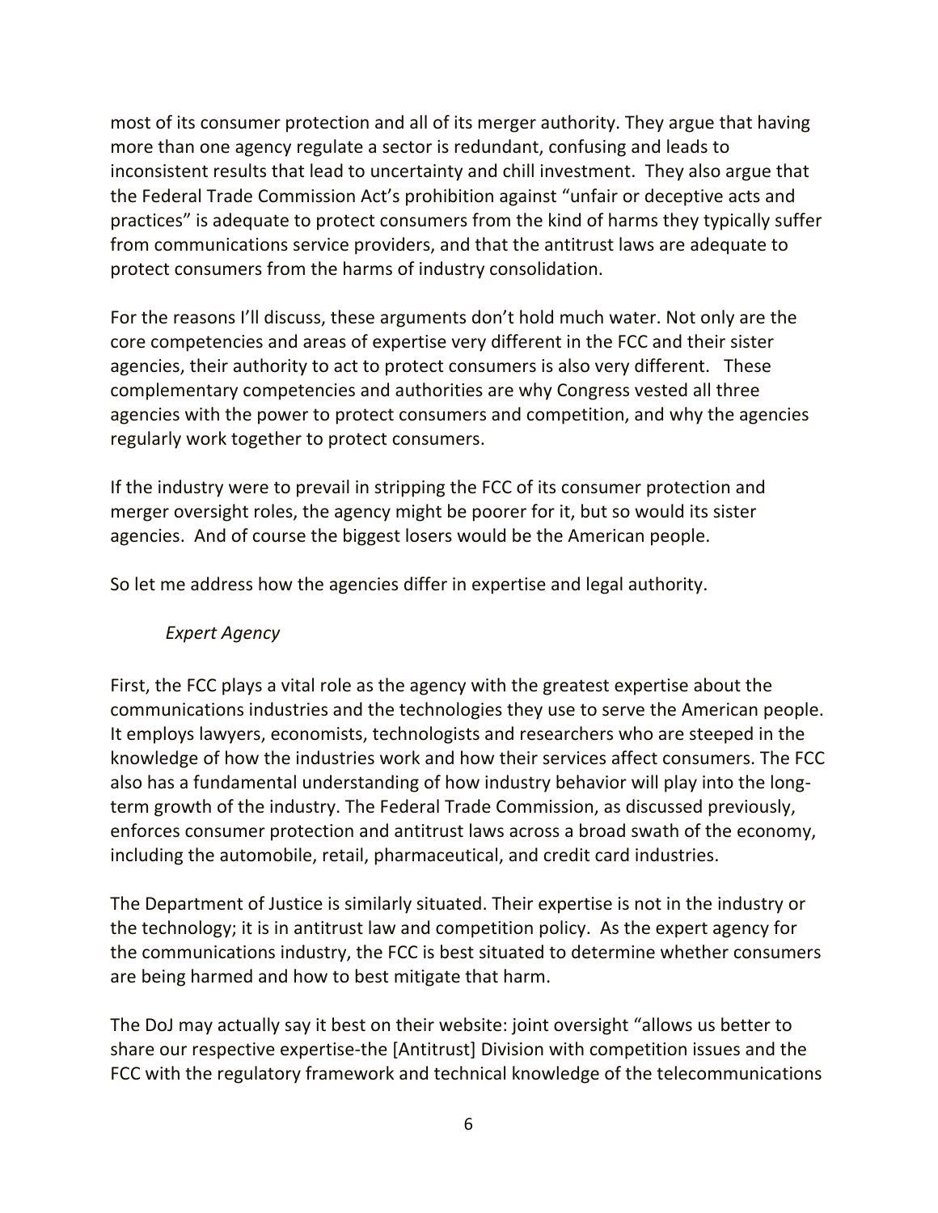most of its consumer protection and all of its merger authority. They argue that having more than one agency regulate a sector is redundant, confusing and leads to inconsistent results that lead to uncertainty and chill investment. They also argue that the Federal Trade Commission Act's prohibition against "unfair or deceptive acts and practices" is adequate to protect consumers from the kind of harms they typically suffer from communications service providers, and that the antitrust laws are adequate to protect consumers from the harms of industry consolidation.

For the reasons I'll discuss, these arguments don't hold much water. Not only are the core competencies and areas of expertise very different in the FCC and their sister agencies, their authority to act to protect consumers is also very different. These complementary competencies and authorities are why Congress vested all three agencies with the power to protect consumers and competition, and why the agencies regularly work together to protect consumers.

If the industry were to prevail in stripping the FCC of its consumer protection and merger oversight roles, the agency might be poorer for it, but so would its sister agencies. And of course the biggest losers would be the American people.

So let me address how the agencies differ in expertise and legal authority.

*Expert Agency*

First, the FCC plays a vital role as the agency with the greatest expertise about the communications industries and the technologies they use to serve the American people. It employs lawyers, economists, technologists and researchers who are steeped in the knowledge of how the industries work and how their services affect consumers. The FCC also has a fundamental understanding of how industry behavior will play into the long-term growth of the industry. The Federal Trade Commission, as discussed previously, enforces consumer protection and antitrust laws across a broad swath of the economy, including the automobile, retail, pharmaceutical, and credit card industries.

The Department of Justice is similarly situated. Their expertise is not in the industry or the technology; it is in antitrust law and competition policy. As the expert agency for the communications industry, the FCC is best situated to determine whether consumers are being harmed and how to best mitigate that harm.

The DoJ may actually say it best on their website: joint oversight "allows us better to share our respective expertise-the [Antitrust] Division with competition issues and the FCC with the regulatory framework and technical knowledge of the telecommunications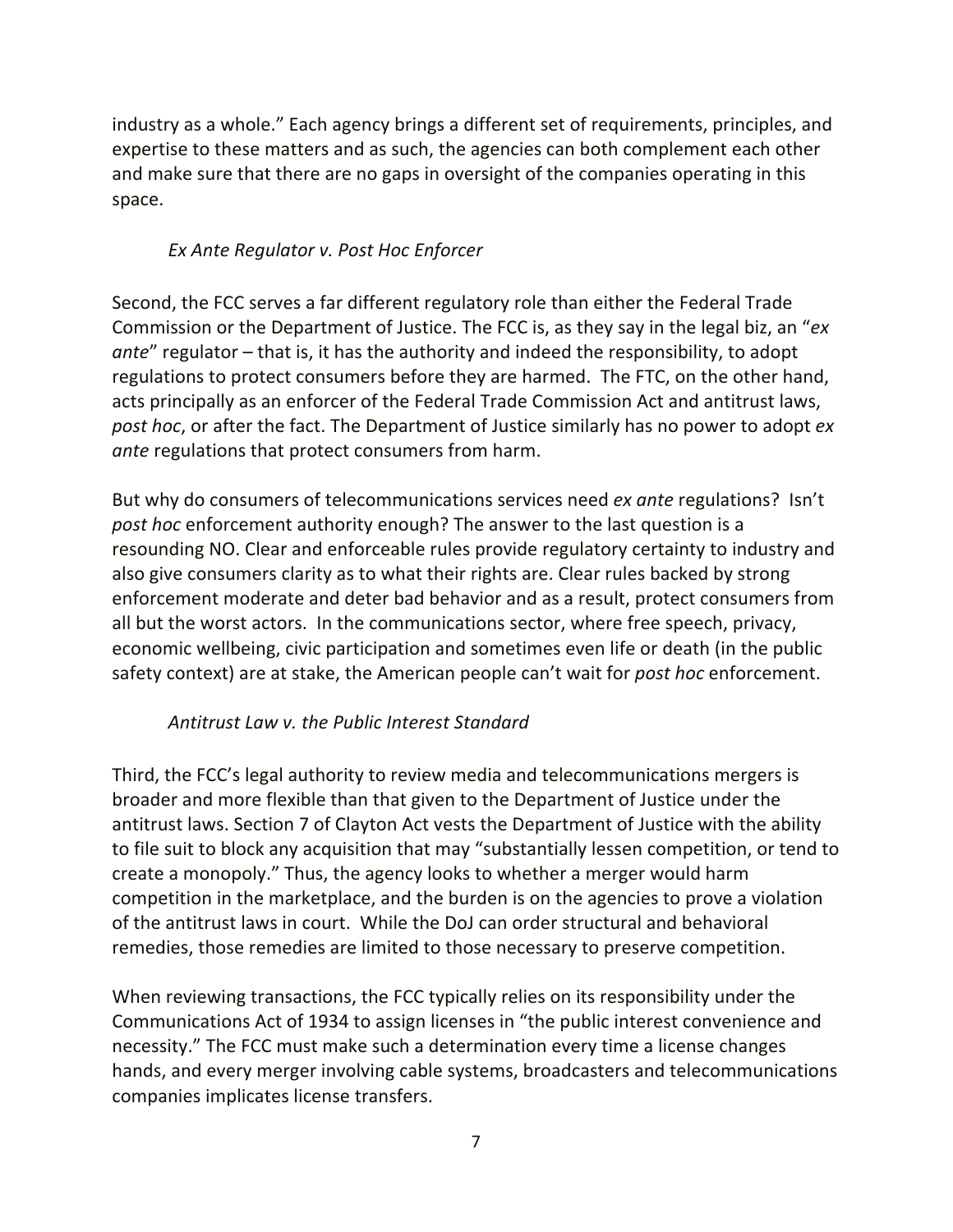industry as a whole." Each agency brings a different set of requirements, principles, and expertise to these matters and as such, the agencies can both complement each other and make sure that there are no gaps in oversight of the companies operating in this space.

*Ex Ante Regulator v. Post Hoc Enforcer*

Second, the FCC serves a far different regulatory role than either the Federal Trade Commission or the Department of Justice. The FCC is, as they say in the legal biz, an "*ex ante*" regulator – that is, it has the authority and indeed the responsibility, to adopt regulations to protect consumers before they are harmed. The FTC, on the other hand, acts principally as an enforcer of the Federal Trade Commission Act and antitrust laws, *post hoc*, or after the fact. The Department of Justice similarly has no power to adopt *ex ante* regulations that protect consumers from harm.

But why do consumers of telecommunications services need *ex ante* regulations? Isn't *post hoc* enforcement authority enough? The answer to the last question is a resounding NO. Clear and enforceable rules provide regulatory certainty to industry and also give consumers clarity as to what their rights are. Clear rules backed by strong enforcement moderate and deter bad behavior and as a result, protect consumers from all but the worst actors. In the communications sector, where free speech, privacy, economic wellbeing, civic participation and sometimes even life or death (in the public safety context) are at stake, the American people can't wait for *post hoc* enforcement.

*Antitrust Law v. the Public Interest Standard*

Third, the FCC's legal authority to review media and telecommunications mergers is broader and more flexible than that given to the Department of Justice under the antitrust laws. Section 7 of Clayton Act vests the Department of Justice with the ability to file suit to block any acquisition that may "substantially lessen competition, or tend to create a monopoly." Thus, the agency looks to whether a merger would harm competition in the marketplace, and the burden is on the agencies to prove a violation of the antitrust laws in court. While the DoJ can order structural and behavioral remedies, those remedies are limited to those necessary to preserve competition.

When reviewing transactions, the FCC typically relies on its responsibility under the Communications Act of 1934 to assign licenses in "the public interest convenience and necessity." The FCC must make such a determination every time a license changes hands, and every merger involving cable systems, broadcasters and telecommunications companies implicates license transfers.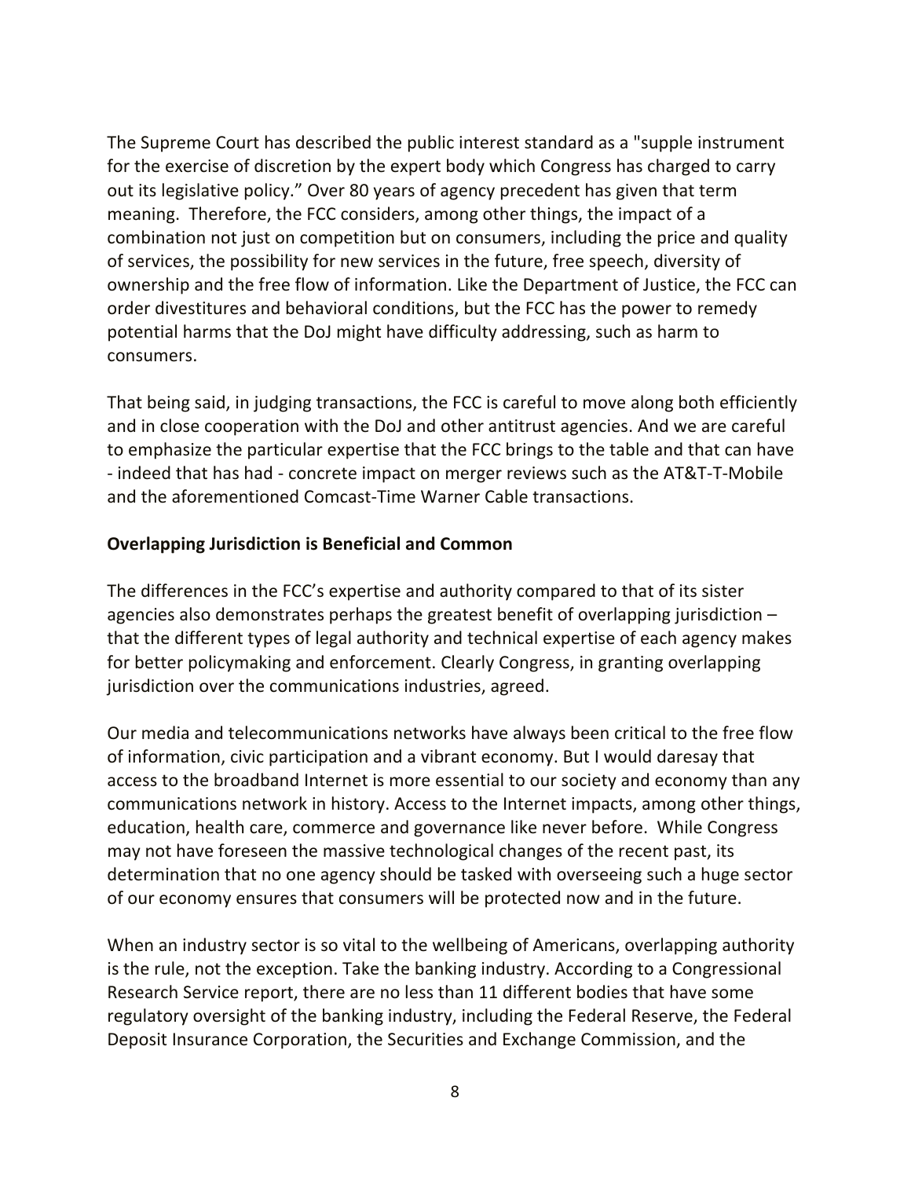The Supreme Court has described the public interest standard as a "supple instrument for the exercise of discretion by the expert body which Congress has charged to carry out its legislative policy." Over 80 years of agency precedent has given that term meaning. Therefore, the FCC considers, among other things, the impact of a combination not just on competition but on consumers, including the price and quality of services, the possibility for new services in the future, free speech, diversity of ownership and the free flow of information. Like the Department of Justice, the FCC can order divestitures and behavioral conditions, but the FCC has the power to remedy potential harms that the DoJ might have difficulty addressing, such as harm to consumers.

That being said, in judging transactions, the FCC is careful to move along both efficiently and in close cooperation with the DoJ and other antitrust agencies. And we are careful to emphasize the particular expertise that the FCC brings to the table and that can have - indeed that has had - concrete impact on merger reviews such as the AT&T-T-Mobile and the aforementioned Comcast-Time Warner Cable transactions.

**Overlapping Jurisdiction is Beneficial and Common**

The differences in the FCC's expertise and authority compared to that of its sister agencies also demonstrates perhaps the greatest benefit of overlapping jurisdiction – that the different types of legal authority and technical expertise of each agency makes for better policymaking and enforcement. Clearly Congress, in granting overlapping jurisdiction over the communications industries, agreed.

Our media and telecommunications networks have always been critical to the free flow of information, civic participation and a vibrant economy. But I would daresay that access to the broadband Internet is more essential to our society and economy than any communications network in history. Access to the Internet impacts, among other things, education, health care, commerce and governance like never before. While Congress may not have foreseen the massive technological changes of the recent past, its determination that no one agency should be tasked with overseeing such a huge sector of our economy ensures that consumers will be protected now and in the future.

When an industry sector is so vital to the wellbeing of Americans, overlapping authority is the rule, not the exception. Take the banking industry. According to a Congressional Research Service report, there are no less than 11 different bodies that have some regulatory oversight of the banking industry, including the Federal Reserve, the Federal Deposit Insurance Corporation, the Securities and Exchange Commission, and the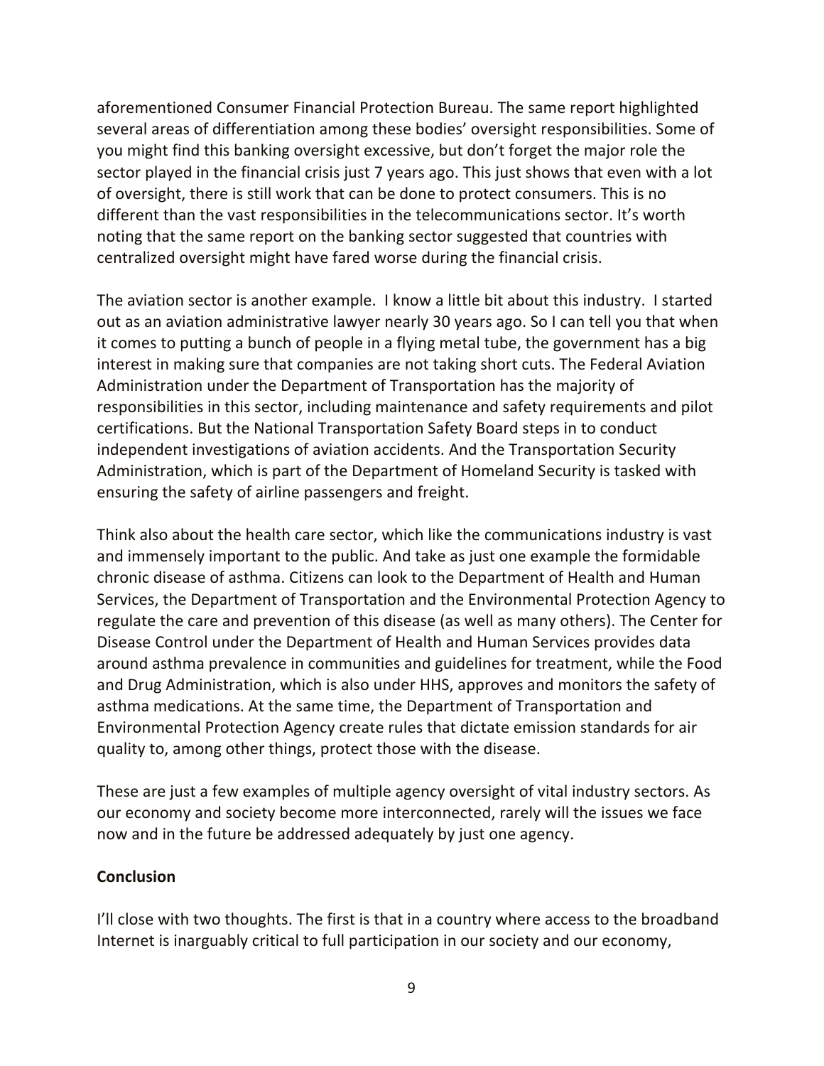aforementioned Consumer Financial Protection Bureau. The same report highlighted several areas of differentiation among these bodies' oversight responsibilities. Some of you might find this banking oversight excessive, but don't forget the major role the sector played in the financial crisis just 7 years ago. This just shows that even with a lot of oversight, there is still work that can be done to protect consumers. This is no different than the vast responsibilities in the telecommunications sector. It's worth noting that the same report on the banking sector suggested that countries with centralized oversight might have fared worse during the financial crisis.

The aviation sector is another example. I know a little bit about this industry. I started out as an aviation administrative lawyer nearly 30 years ago. So I can tell you that when it comes to putting a bunch of people in a flying metal tube, the government has a big interest in making sure that companies are not taking short cuts. The Federal Aviation Administration under the Department of Transportation has the majority of responsibilities in this sector, including maintenance and safety requirements and pilot certifications. But the National Transportation Safety Board steps in to conduct independent investigations of aviation accidents. And the Transportation Security Administration, which is part of the Department of Homeland Security is tasked with ensuring the safety of airline passengers and freight.

Think also about the health care sector, which like the communications industry is vast and immensely important to the public. And take as just one example the formidable chronic disease of asthma. Citizens can look to the Department of Health and Human Services, the Department of Transportation and the Environmental Protection Agency to regulate the care and prevention of this disease (as well as many others). The Center for Disease Control under the Department of Health and Human Services provides data around asthma prevalence in communities and guidelines for treatment, while the Food and Drug Administration, which is also under HHS, approves and monitors the safety of asthma medications. At the same time, the Department of Transportation and Environmental Protection Agency create rules that dictate emission standards for air quality to, among other things, protect those with the disease.

These are just a few examples of multiple agency oversight of vital industry sectors. As our economy and society become more interconnected, rarely will the issues we face now and in the future be addressed adequately by just one agency.

**Conclusion**

I'll close with two thoughts. The first is that in a country where access to the broadband Internet is inarguably critical to full participation in our society and our economy,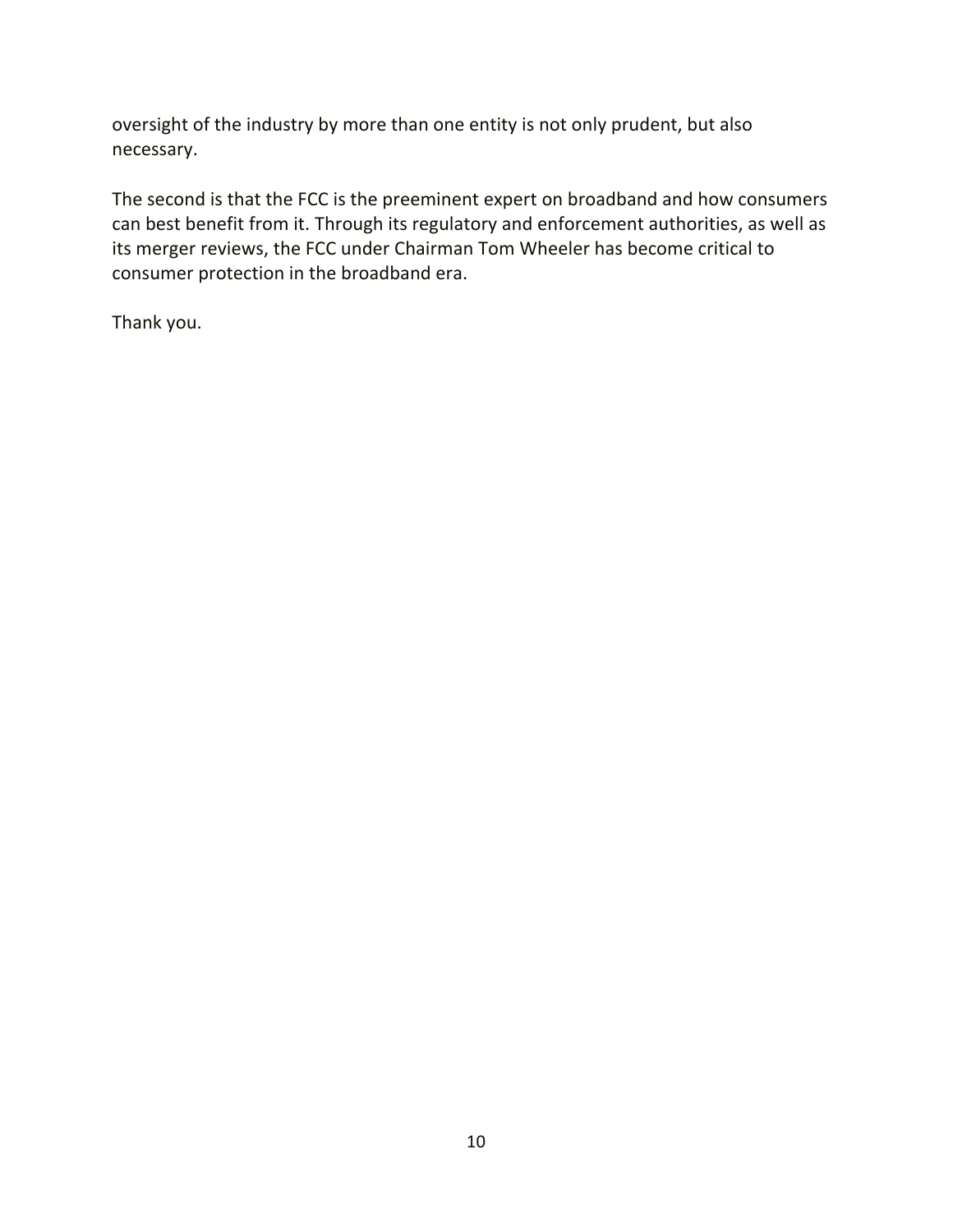oversight of the industry by more than one entity is not only prudent, but also necessary.

The second is that the FCC is the preeminent expert on broadband and how consumers can best benefit from it. Through its regulatory and enforcement authorities, as well as its merger reviews, the FCC under Chairman Tom Wheeler has become critical to consumer protection in the broadband era.

Thank you.